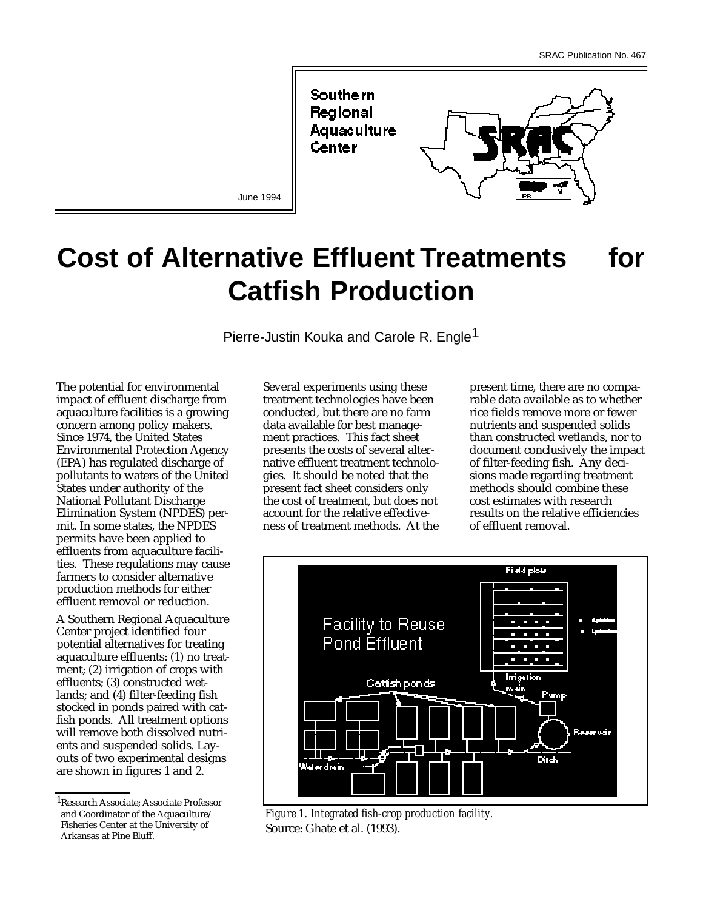SRAC Publication No. 467

June 1994

# Cost of Alternative Effluent Treatments for Catfish Production

Pierre-Justin Kouka and Carole R. Engle[1]

The potential for environmental impact of effluent discharge from aquaculture facilities is a growing concern among policy makers. Since 1974, the United States Environmental Protection Agency (EPA) has regulated discharge of pollutants to waters of the United States under authority of the National Pollutant Discharge Elimination System (NPDES) permit. In some states, the NPDES permits have been applied to effluents from aquaculture facilities. These regulations may cause farmers to consider alternative production methods for either effluent removal or reduction.

A Southern Regional Aquaculture Center project identified four potential alternatives for treating aquaculture effluents: (1) no treatment; (2) irrigation of crops with effluents; (3) constructed wetlands; and (4) filter-feeding fish stocked in ponds paired with catfish ponds. All treatment options will remove both dissolved nutrients and suspended solids. Layouts of two experimental designs are shown in figures 1 and 2.

Several experiments using these treatment technologies have been conducted, but there are no farm data available for best management practices. This fact sheet presents the costs of several alternative effluent treatment technologies. It should be noted that the present fact sheet considers only the cost of treatment, but does not account for the relative effectiveness of treatment methods. At the present time, there are no comparable data available as to whether rice fields remove more or fewer nutrients and suspended solids than constructed wetlands, nor to document conclusively the impact of filter-feeding fish. Any decisions made regarding treatment methods should combine these cost estimates with research results on the relative efficiencies of effluent removal.

*Figure 1. Integrated fish-crop production facility.*
Source: Ghate et al. (1993).

[1] Research Associate; Associate Professor and Coordinator of the Aquaculture/Fisheries Center at the University of Arkansas at Pine Bluff.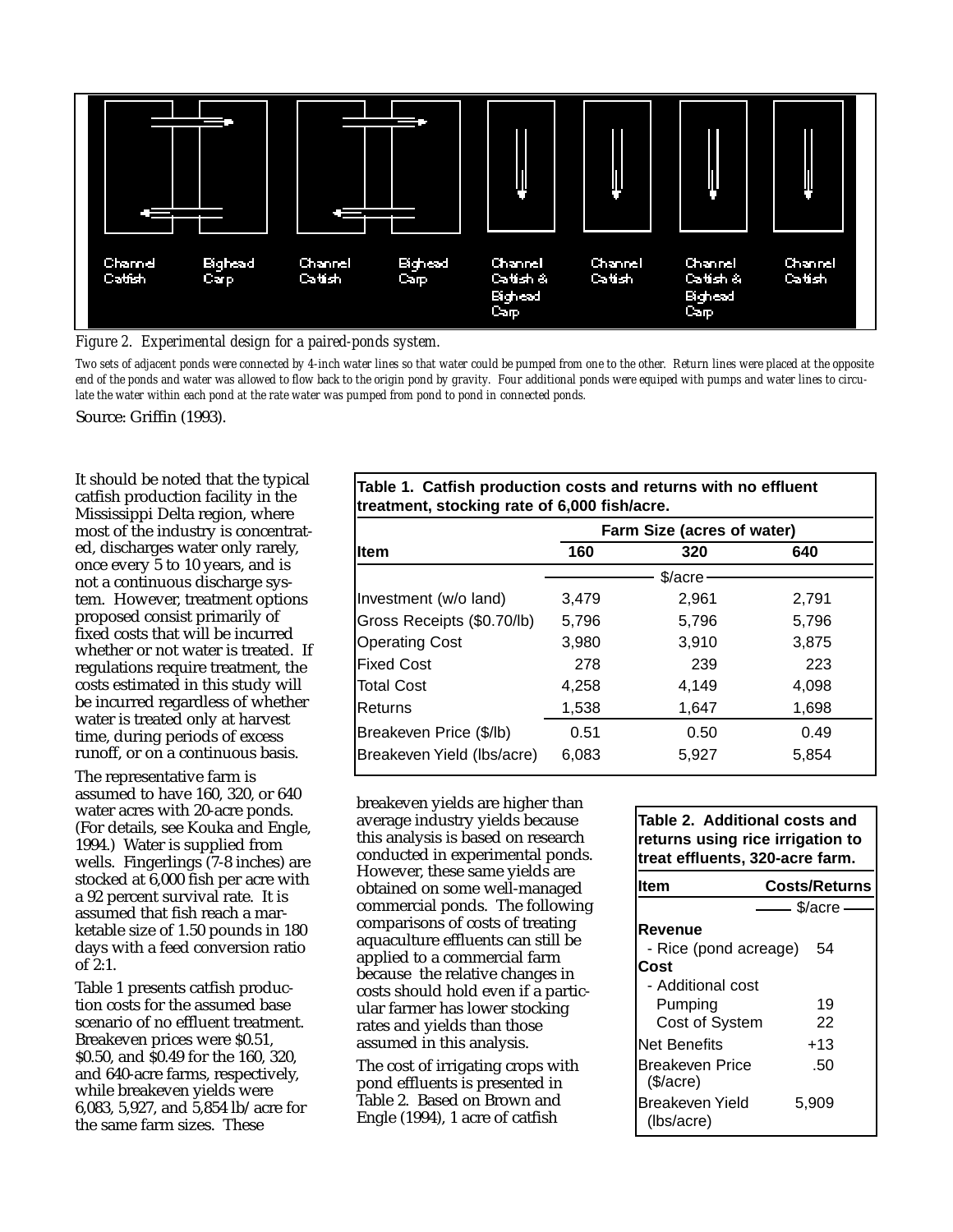*Figure 2. Experimental design for a paired-ponds system.*

Two sets of adjacent ponds were connected by 4-inch water lines so that water could be pumped from one to the other. Return lines were placed at the opposite end of the ponds and water was allowed to flow back to the origin pond by gravity. Four additional ponds were equiped with pumps and water lines to circulate the water within each pond at the rate water was pumped from pond to pond in connected ponds.

Source: Griffin (1993).

It should be noted that the typical catfish production facility in the Mississippi Delta region, where most of the industry is concentrated, discharges water only rarely, once every 5 to 10 years, and is not a continuous discharge system. However, treatment options proposed consist primarily of fixed costs that will be incurred whether or not water is treated. If regulations require treatment, the costs estimated in this study will be incurred regardless of whether water is treated only at harvest time, during periods of excess runoff, or on a continuous basis.

The representative farm is assumed to have 160, 320, or 640 water acres with 20-acre ponds. (For details, see Kouka and Engle, 1994.) Water is supplied from wells. Fingerlings (7-8 inches) are stocked at 6,000 fish per acre with a 92 percent survival rate. It is assumed that fish reach a marketable size of 1.50 pounds in 180 days with a feed conversion ratio of 2:1.

Table 1 presents catfish production costs for the assumed base scenario of no effluent treatment. Breakeven prices were $0.51, $0.50, and $0.49 for the 160, 320, and 640-acre farms, respectively, while breakeven yields were 6,083, 5,927, and 5,854 lb/acre for the same farm sizes. These breakeven yields are higher than average industry yields because this analysis is based on research conducted in experimental ponds. However, these same yields are obtained on some well-managed commercial ponds. The following comparisons of costs of treating aquaculture effluents can still be applied to a commercial farm because the relative changes in costs should hold even if a particular farmer has lower stocking rates and yields than those assumed in this analysis.

The cost of irrigating crops with pond effluents is presented in Table 2. Based on Brown and Engle (1994), 1 acre of catfish

**Table 1. Catfish production costs and returns with no effluent treatment, stocking rate of 6,000 fish/acre.**

| | Farm Size (acres of water) | | |
|---|---|---|---|
| **Item** | **160** | **320** | **640** |
| | $/acre | | |
| Investment (w/o land) | 3,479 | 2,961 | 2,791 |
| Gross Receipts ($0.70/lb) | 5,796 | 5,796 | 5,796 |
| Operating Cost | 3,980 | 3,910 | 3,875 |
| Fixed Cost | 278 | 239 | 223 |
| Total Cost | 4,258 | 4,149 | 4,098 |
| Returns | 1,538 | 1,647 | 1,698 |
| Breakeven Price ($/lb) | 0.51 | 0.50 | 0.49 |
| Breakeven Yield (lbs/acre) | 6,083 | 5,927 | 5,854 |

**Table 2. Additional costs and returns using rice irrigation to treat effluents, 320-acre farm.**

| Item | Costs/Returns |
|---|---|
| | $/acre |
| **Revenue** | |
| - Rice (pond acreage) | 54 |
| **Cost** | |
| - Additional cost | |
| Pumping | 19 |
| Cost of System | 22 |
| Net Benefits | +13 |
| Breakeven Price ($/acre) | .50 |
| Breakeven Yield (lbs/acre) | 5,909 |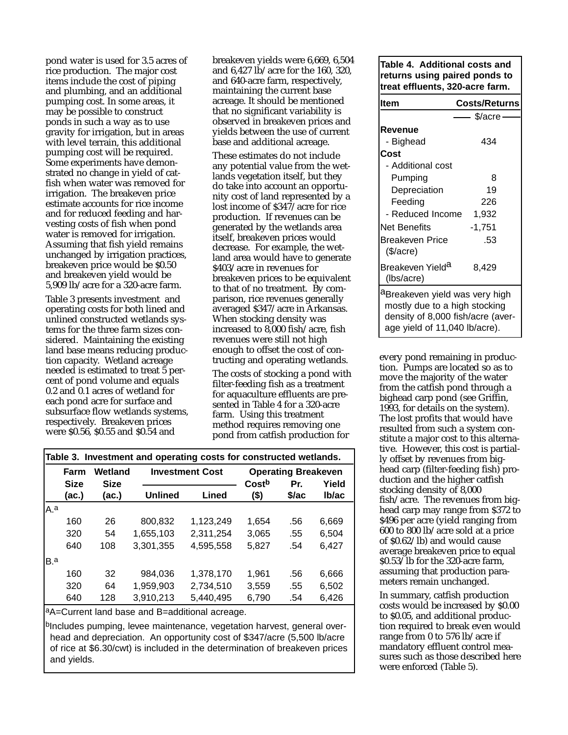pond water is used for 3.5 acres of rice production. The major cost items include the cost of piping and plumbing, and an additional pumping cost. In some areas, it may be possible to construct ponds in such a way as to use gravity for irrigation, but in areas with level terrain, this additional pumping cost will be required. Some experiments have demonstrated no change in yield of catfish when water was removed for irrigation. The breakeven price estimate accounts for rice income and for reduced feeding and harvesting costs of fish when pond water is removed for irrigation. Assuming that fish yield remains unchanged by irrigation practices, breakeven price would be $0.50 and breakeven yield would be 5,909 lb/acre for a 320-acre farm.

Table 3 presents investment and operating costs for both lined and unlined constructed wetlands systems for the three farm sizes considered. Maintaining the existing land base means reducing production capacity. Wetland acreage needed is estimated to treat 5 percent of pond volume and equals 0.2 and 0.1 acres of wetland for each pond acre for surface and subsurface flow wetlands systems, respectively. Breakeven prices were $0.56, $0.55 and $0.54 and breakeven yields were 6,669, 6,504 and 6,427 lb/acre for the 160, 320, and 640-acre farm, respectively, maintaining the current base acreage. It should be mentioned that no significant variability is observed in breakeven prices and yields between the use of current base and additional acreage.

These estimates do not include any potential value from the wetlands vegetation itself, but they do take into account an opportunity cost of land represented by a lost income of $347/acre for rice production. If revenues can be generated by the wetlands area itself, breakeven prices would decrease. For example, the wetland area would have to generate $403/acre in revenues for breakeven prices to be equivalent to that of no treatment. By comparison, rice revenues generally averaged $347/acre in Arkansas. When stocking density was increased to 8,000 fish/acre, fish revenues were still not high enough to offset the cost of constructing and operating wetlands.

The costs of stocking a pond with filter-feeding fish as a treatment for aquaculture effluents are presented in Table 4 for a 320-acre farm. Using this treatment method requires removing one pond from catfish production for every pond remaining in production. Pumps are located so as to move the majority of the water from the catfish pond through a bighead carp pond (see Griffin, 1993, for details on the system). The lost profits that would have resulted from such a system constitute a major cost to this alternative. However, this cost is partially offset by revenues from bighead carp (filter-feeding fish) production and the higher catfish stocking density of 8,000 fish/acre. The revenues from bighead carp may range from $372 to $496 per acre (yield ranging from 600 to 800 lb/acre sold at a price of $0.62/lb) and would cause average breakeven price to equal $0.53/lb for the 320-acre farm, assuming that production parameters remain unchanged.

In summary, catfish production costs would be increased by $0.00 to $0.05, and additional production required to break even would range from 0 to 576 lb/acre if mandatory effluent control measures such as those described here were enforced (Table 5).

**Table 3. Investment and operating costs for constructed wetlands.**

| | Farm Size (ac.) | Wetland Size (ac.) | Investment Cost | | Operating Cost[b] ($) | Breakeven | |
|---|---|---|---|---|---|---|---|
| | | | Unlined | Lined | | Pr. $/ac | Yield lb/ac |
| A.[a] | | | | | | | |
| | 160 | 26 | 800,832 | 1,123,249 | 1,654 | .56 | 6,669 |
| | 320 | 54 | 1,655,103 | 2,311,254 | 3,065 | .55 | 6,504 |
| | 640 | 108 | 3,301,355 | 4,595,558 | 5,827 | .54 | 6,427 |
| B.[a] | | | | | | | |
| | 160 | 32 | 984,036 | 1,378,170 | 1,961 | .56 | 6,666 |
| | 320 | 64 | 1,959,903 | 2,734,510 | 3,559 | .55 | 6,502 |
| | 640 | 128 | 3,910,213 | 5,440,495 | 6,790 | .54 | 6,426 |

[a]A=Current land base and B=additional acreage.

[b]Includes pumping, levee maintenance, vegetation harvest, general overhead and depreciation. An opportunity cost of $347/acre (5,500 lb/acre of rice at $6.30/cwt) is included in the determination of breakeven prices and yields.

**Table 4. Additional costs and returns using paired ponds to treat effluents, 320-acre farm.**

| Item | Costs/Returns |
|---|---|
| | $/acre |
| **Revenue** | |
| - Bighead | 434 |
| **Cost** | |
| - Additional cost | |
| Pumping | 8 |
| Depreciation | 19 |
| Feeding | 226 |
| - Reduced Income | 1,932 |
| Net Benefits | -1,751 |
| Breakeven Price ($/acre) | .53 |
| Breakeven Yield[a] (lbs/acre) | 8,429 |

[a]Breakeven yield was very high mostly due to a high stocking density of 8,000 fish/acre (average yield of 11,040 lb/acre).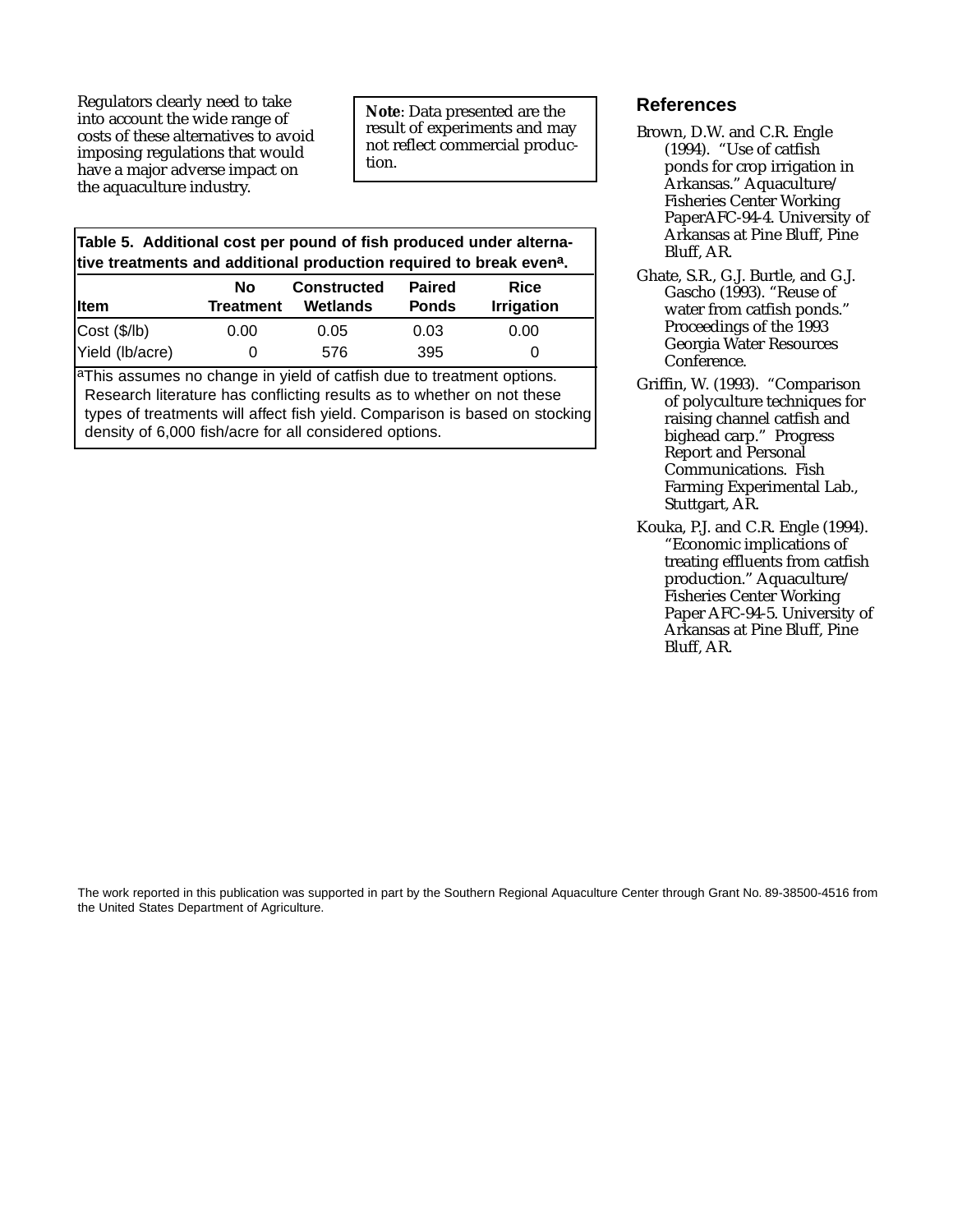Regulators clearly need to take into account the wide range of costs of these alternatives to avoid imposing regulations that would have a major adverse impact on the aquaculture industry.

**Note**: Data presented are the result of experiments and may not reflect commercial production.

**Table 5. Additional cost per pound of fish produced under alternative treatments and additional production required to break even[a].**

| Item | No Treatment | Constructed Wetlands | Paired Ponds | Rice Irrigation |
|---|---|---|---|---|
| Cost ($/lb) | 0.00 | 0.05 | 0.03 | 0.00 |
| Yield (lb/acre) | 0 | 576 | 395 | 0 |

[a]This assumes no change in yield of catfish due to treatment options. Research literature has conflicting results as to whether on not these types of treatments will affect fish yield. Comparison is based on stocking density of 6,000 fish/acre for all considered options.

## References

Brown, D.W. and C.R. Engle (1994). "Use of catfish ponds for crop irrigation in Arkansas." Aquaculture/Fisheries Center Working PaperAFC-94-4. University of Arkansas at Pine Bluff, Pine Bluff, AR.

Ghate, S.R., G.J. Burtle, and G.J. Gascho (1993). "Reuse of water from catfish ponds." Proceedings of the 1993 Georgia Water Resources Conference.

Griffin, W. (1993). "Comparison of polyculture techniques for raising channel catfish and bighead carp." Progress Report and Personal Communications. Fish Farming Experimental Lab., Stuttgart, AR.

Kouka, P.J. and C.R. Engle (1994). "Economic implications of treating effluents from catfish production." Aquaculture/Fisheries Center Working Paper AFC-94-5. University of Arkansas at Pine Bluff, Pine Bluff, AR.

The work reported in this publication was supported in part by the Southern Regional Aquaculture Center through Grant No. 89-38500-4516 from the United States Department of Agriculture.